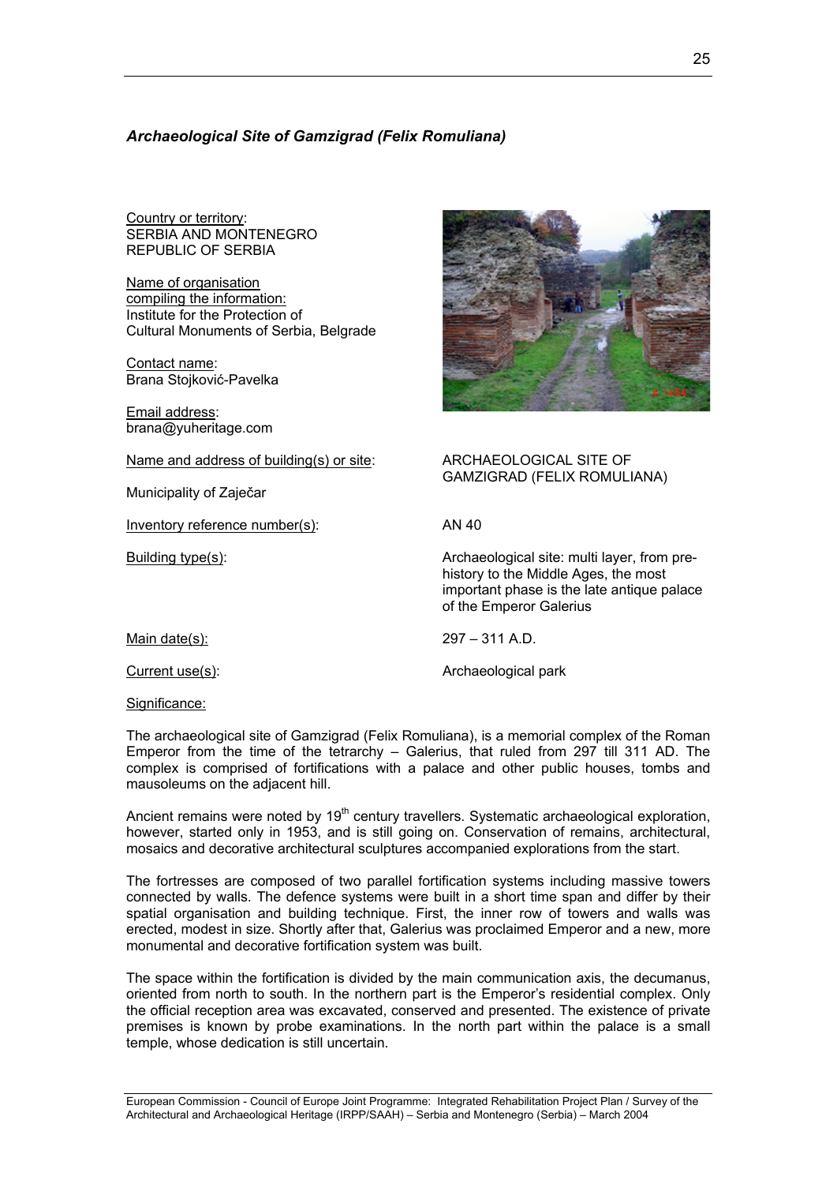### *Archaeological Site of Gamzigrad (Felix Romuliana)*

Country or territory:
SERBIA AND MONTENEGRO
REPUBLIC OF SERBIA

Name of organisation compiling the information:
Institute for the Protection of Cultural Monuments of Serbia, Belgrade

Contact name:
Brana Stojković-Pavelka

Email address:
brana@yuheritage.com

Name and address of building(s) or site: ARCHAEOLOGICAL SITE OF GAMZIGRAD (FELIX ROMULIANA)

Municipality of Zaječar

Inventory reference number(s): AN 40

Building type(s): Archaeological site: multi layer, from pre-history to the Middle Ages, the most important phase is the late antique palace of the Emperor Galerius

Main date(s): 297 – 311 A.D.

Current use(s): Archaeological park

Significance:

The archaeological site of Gamzigrad (Felix Romuliana), is a memorial complex of the Roman Emperor from the time of the tetrarchy – Galerius, that ruled from 297 till 311 AD. The complex is comprised of fortifications with a palace and other public houses, tombs and mausoleums on the adjacent hill.

Ancient remains were noted by 19th century travellers. Systematic archaeological exploration, however, started only in 1953, and is still going on. Conservation of remains, architectural, mosaics and decorative architectural sculptures accompanied explorations from the start.

The fortresses are composed of two parallel fortification systems including massive towers connected by walls. The defence systems were built in a short time span and differ by their spatial organisation and building technique. First, the inner row of towers and walls was erected, modest in size. Shortly after that, Galerius was proclaimed Emperor and a new, more monumental and decorative fortification system was built.

The space within the fortification is divided by the main communication axis, the decumanus, oriented from north to south. In the northern part is the Emperor's residential complex. Only the official reception area was excavated, conserved and presented. The existence of private premises is known by probe examinations. In the north part within the palace is a small temple, whose dedication is still uncertain.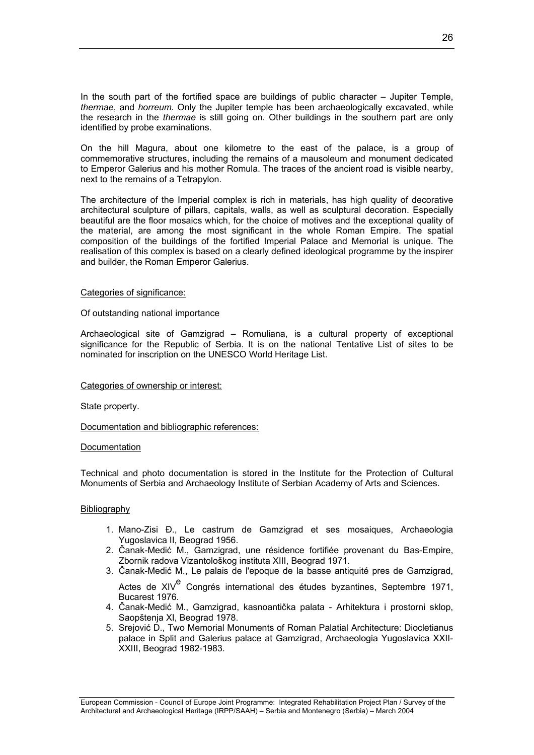In the south part of the fortified space are buildings of public character – Jupiter Temple, *thermae*, and *horreum*. Only the Jupiter temple has been archaeologically excavated, while the research in the *thermae* is still going on. Other buildings in the southern part are only identified by probe examinations.

On the hill Magura, about one kilometre to the east of the palace, is a group of commemorative structures, including the remains of a mausoleum and monument dedicated to Emperor Galerius and his mother Romula. The traces of the ancient road is visible nearby, next to the remains of a Tetrapylon.

The architecture of the Imperial complex is rich in materials, has high quality of decorative architectural sculpture of pillars, capitals, walls, as well as sculptural decoration. Especially beautiful are the floor mosaics which, for the choice of motives and the exceptional quality of the material, are among the most significant in the whole Roman Empire. The spatial composition of the buildings of the fortified Imperial Palace and Memorial is unique. The realisation of this complex is based on a clearly defined ideological programme by the inspirer and builder, the Roman Emperor Galerius.

Categories of significance:

Of outstanding national importance

Archaeological site of Gamzigrad – Romuliana, is a cultural property of exceptional significance for the Republic of Serbia. It is on the national Tentative List of sites to be nominated for inscription on the UNESCO World Heritage List.

Categories of ownership or interest:

State property.

Documentation and bibliographic references:

Documentation

Technical and photo documentation is stored in the Institute for the Protection of Cultural Monuments of Serbia and Archaeology Institute of Serbian Academy of Arts and Sciences.

Bibliography

1. Mano-Zisi Đ., Le castrum de Gamzigrad et ses mosaiques, Archaeologia Yugoslavica II, Beograd 1956.
2. Čanak-Medić M., Gamzigrad, une résidence fortifiée provenant du Bas-Empire, Zbornik radova Vizantološkog instituta XIII, Beograd 1971.
3. Čanak-Medić M., Le palais de l'epoque de la basse antiquité pres de Gamzigrad, Actes de XIV^e Congrés international des études byzantines, Septembre 1971, Bucarest 1976.
4. Čanak-Medić M., Gamzigrad, kasnoantička palata - Arhitektura i prostorni sklop, Saopštenja XI, Beograd 1978.
5. Srejović D., Two Memorial Monuments of Roman Palatial Architecture: Diocletianus palace in Split and Galerius palace at Gamzigrad, Archaeologia Yugoslavica XXII-XXIII, Beograd 1982-1983.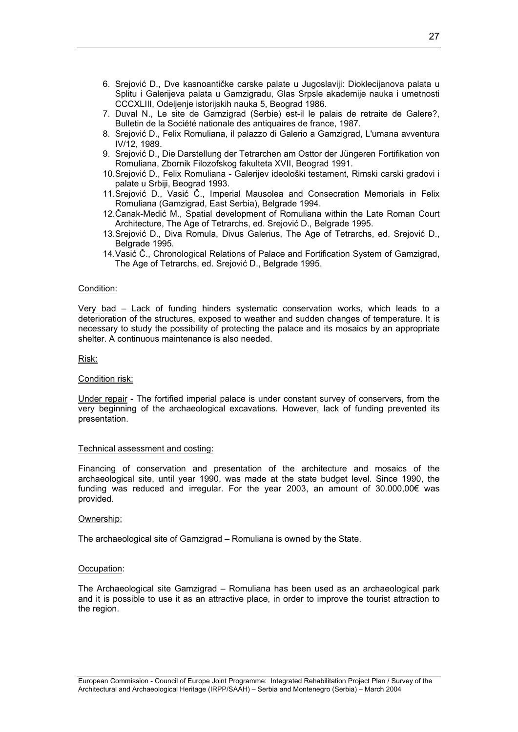6. Srejović D., Dve kasnoantičke carske palate u Jugoslaviji: Dioklecijanova palata u Splitu i Galerijeva palata u Gamzigradu, Glas Srpsle akademije nauka i umetnosti CCCXLIII, Odeljenje istorijskih nauka 5, Beograd 1986.
7. Duval N., Le site de Gamzigrad (Serbie) est-il le palais de retraite de Galere?, Bulletin de la Société nationale des antiquaires de france, 1987.
8. Srejović D., Felix Romuliana, il palazzo di Galerio a Gamzigrad, L'umana avventura IV/12, 1989.
9. Srejović D., Die Darstellung der Tetrarchen am Osttor der Jüngeren Fortifikation von Romuliana, Zbornik Filozofskog fakulteta XVII, Beograd 1991.
10. Srejović D., Felix Romuliana - Galerijev ideološki testament, Rimski carski gradovi i palate u Srbiji, Beograd 1993.
11. Srejović D., Vasić Č., Imperial Mausolea and Consecration Memorials in Felix Romuliana (Gamzigrad, East Serbia), Belgrade 1994.
12. Čanak-Medić M., Spatial development of Romuliana within the Late Roman Court Architecture, The Age of Tetrarchs, ed. Srejović D., Belgrade 1995.
13. Srejović D., Diva Romula, Divus Galerius, The Age of Tetrarchs, ed. Srejović D., Belgrade 1995.
14. Vasić Č., Chronological Relations of Palace and Fortification System of Gamzigrad, The Age of Tetrarchs, ed. Srejović D., Belgrade 1995.

Condition:

Very bad – Lack of funding hinders systematic conservation works, which leads to a deterioration of the structures, exposed to weather and sudden changes of temperature. It is necessary to study the possibility of protecting the palace and its mosaics by an appropriate shelter. A continuous maintenance is also needed.

Risk:

Condition risk:

Under repair - The fortified imperial palace is under constant survey of conservers, from the very beginning of the archaeological excavations. However, lack of funding prevented its presentation.

Technical assessment and costing:

Financing of conservation and presentation of the architecture and mosaics of the archaeological site, until year 1990, was made at the state budget level. Since 1990, the funding was reduced and irregular. For the year 2003, an amount of 30.000,00€ was provided.

Ownership:

The archaeological site of Gamzigrad – Romuliana is owned by the State.

Occupation:

The Archaeological site Gamzigrad – Romuliana has been used as an archaeological park and it is possible to use it as an attractive place, in order to improve the tourist attraction to the region.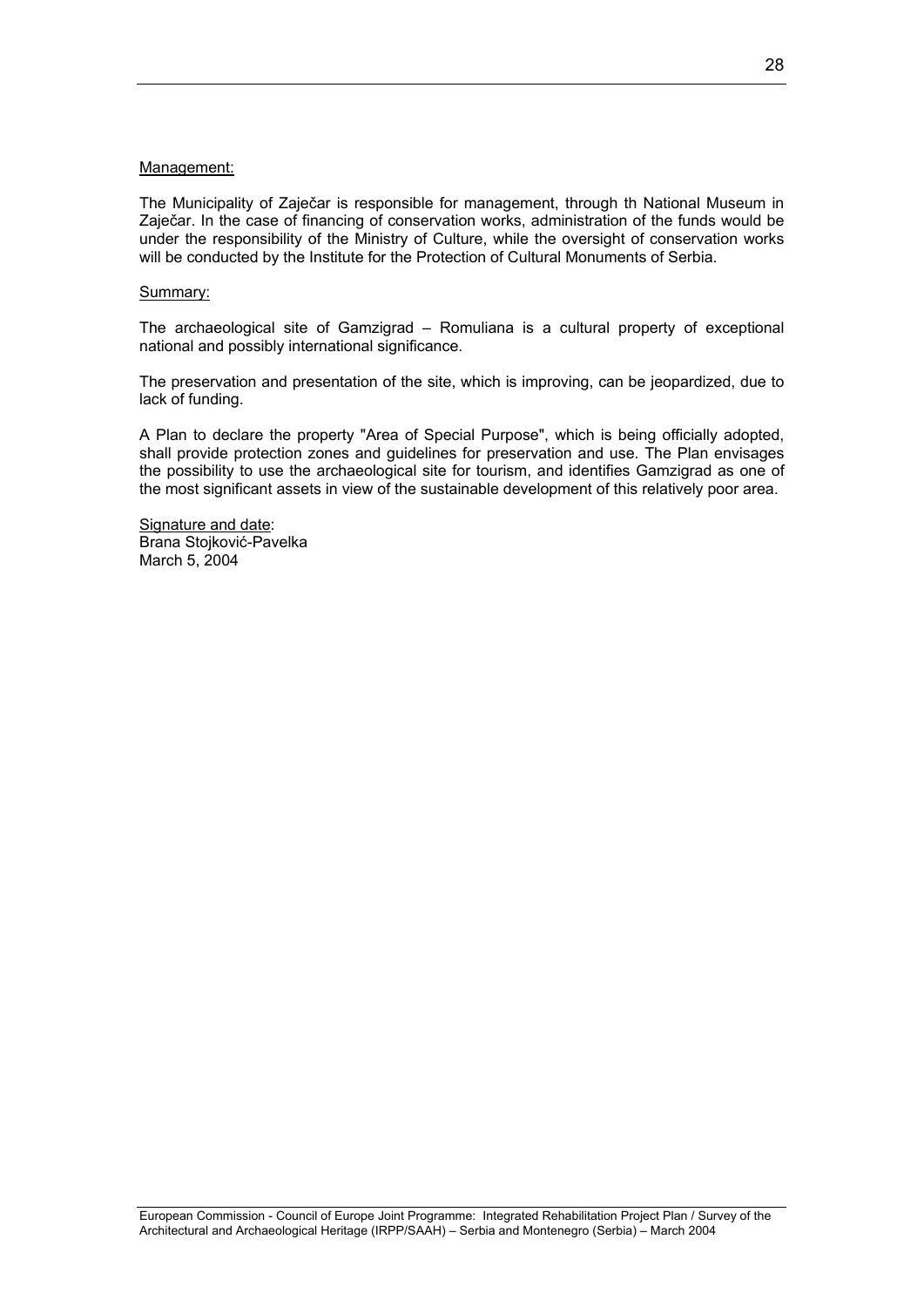Management:

The Municipality of Zaječar is responsible for management, through th National Museum in Zaječar. In the case of financing of conservation works, administration of the funds would be under the responsibility of the Ministry of Culture, while the oversight of conservation works will be conducted by the Institute for the Protection of Cultural Monuments of Serbia.

Summary:

The archaeological site of Gamzigrad – Romuliana is a cultural property of exceptional national and possibly international significance.

The preservation and presentation of the site, which is improving, can be jeopardized, due to lack of funding.

A Plan to declare the property "Area of Special Purpose", which is being officially adopted, shall provide protection zones and guidelines for preservation and use. The Plan envisages the possibility to use the archaeological site for tourism, and identifies Gamzigrad as one of the most significant assets in view of the sustainable development of this relatively poor area.

Signature and date:
Brana Stojković-Pavelka
March 5, 2004